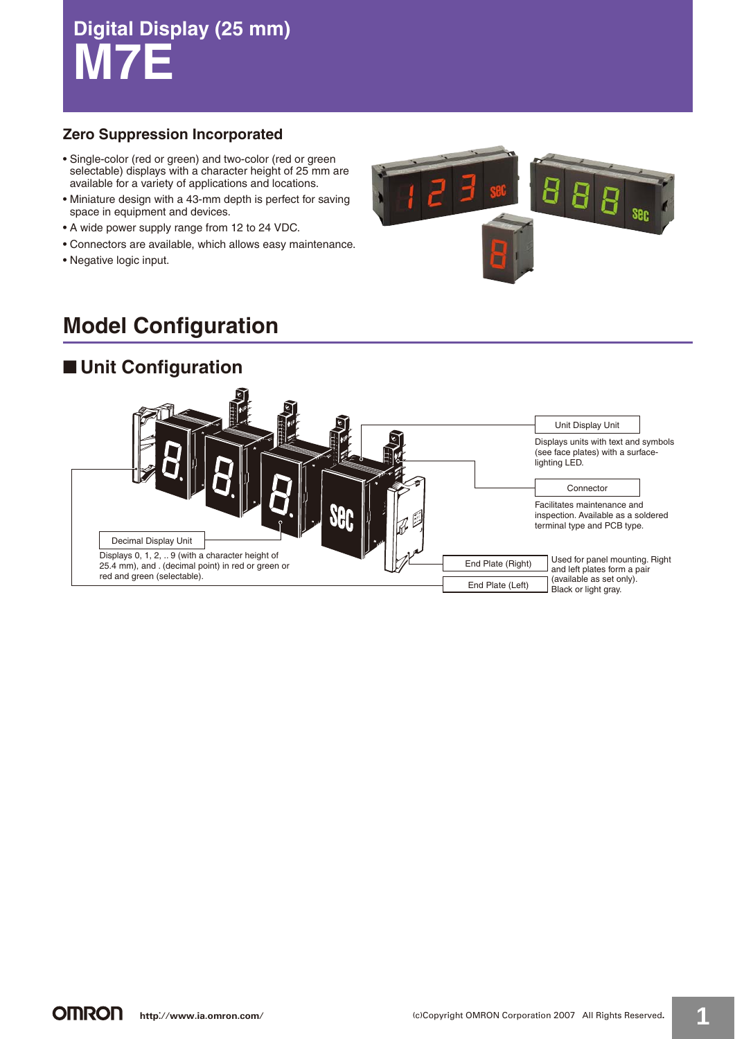# Digital Display (25 mm)
# M7E

### Zero Suppression Incorporated

- Single-color (red or green) and two-color (red or green selectable) displays with a character height of 25 mm are available for a variety of applications and locations.
- Miniature design with a 43-mm depth is perfect for saving space in equipment and devices.
- A wide power supply range from 12 to 24 VDC.
- Connectors are available, which allows easy maintenance.
- Negative logic input.

## Model Configuration

### ■ Unit Configuration

**Unit Display Unit**
Displays units with text and symbols (see face plates) with a surface-lighting LED.

**Connector**
Facilitates maintenance and inspection. Available as a soldered terminal type and PCB type.

**Decimal Display Unit**
Displays 0, 1, 2, .. 9 (with a character height of 25.4 mm), and . (decimal point) in red or green or red and green (selectable).

**End Plate (Right)**
**End Plate (Left)**
Used for panel mounting. Right and left plates form a pair (available as set only). Black or light gray.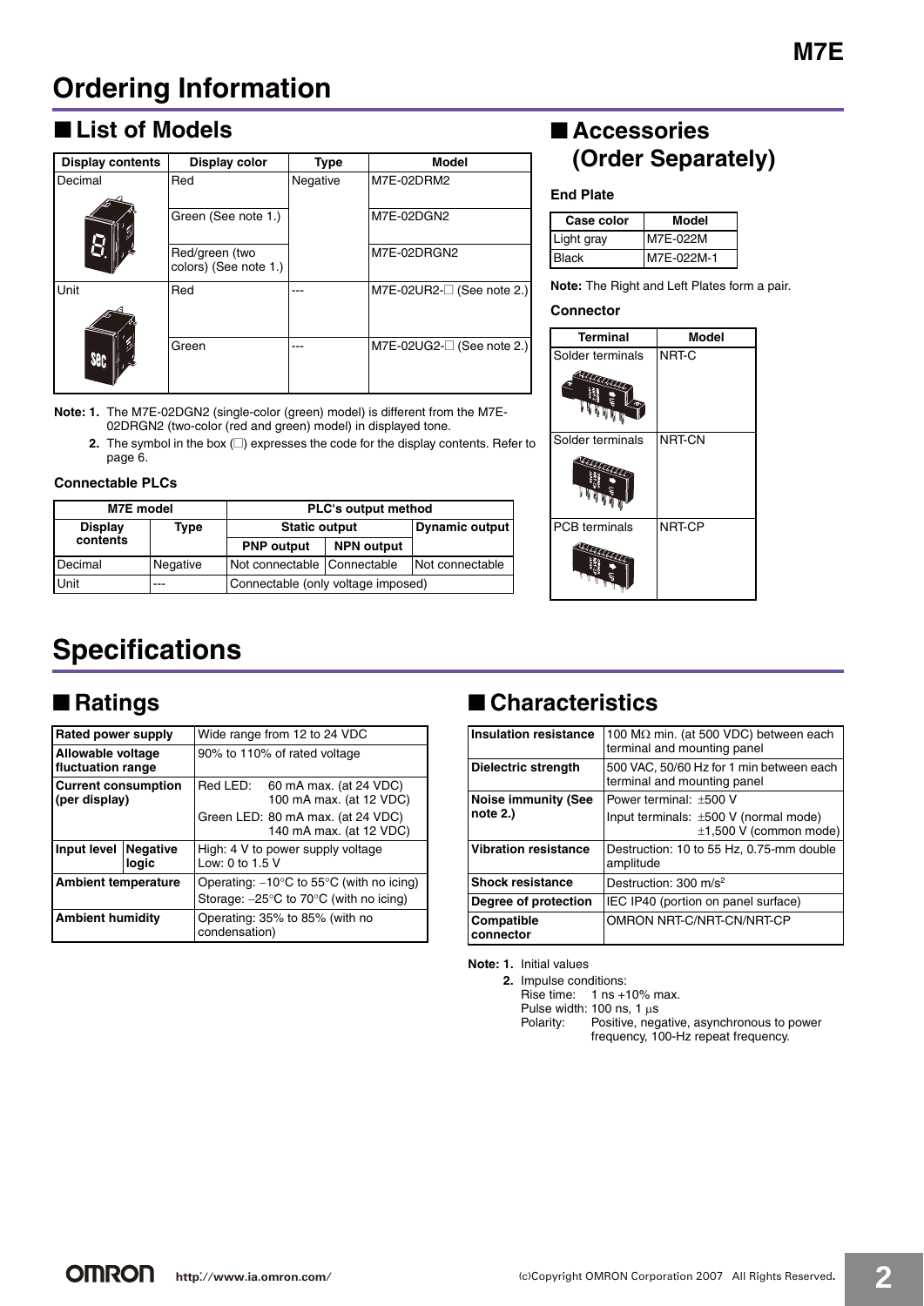# Ordering Information

## List of Models

| Display contents | Display color | Type | Model |
|---|---|---|---|
| Decimal | Red | Negative | M7E-02DRM2 |
| | Green (See note 1.) | | M7E-02DGN2 |
| | Red/green (two colors) (See note 1.) | | M7E-02DRGN2 |
| Unit | Red | --- | M7E-02UR2-☐ (See note 2.) |
| | Green | --- | M7E-02UG2-☐ (See note 2.) |

**Note: 1.** The M7E-02DGN2 (single-color (green) model) is different from the M7E-02DRGN2 (two-color (red and green) model) in displayed tone.

**2.** The symbol in the box (☐) expresses the code for the display contents. Refer to page 6.

### Connectable PLCs

| M7E model | | PLC's output method | | |
|---|---|---|---|---|
| Display contents | Type | Static output | | Dynamic output |
| | | PNP output | NPN output | |
| Decimal | Negative | Not connectable | Connectable | Not connectable |
| Unit | --- | Connectable (only voltage imposed) | | |

## Accessories (Order Separately)

### End Plate

| Case color | Model |
|---|---|
| Light gray | M7E-022M |
| Black | M7E-022M-1 |

**Note:** The Right and Left Plates form a pair.

### Connector

| Terminal | Model |
|---|---|
| Solder terminals | NRT-C |
| Solder terminals | NRT-CN |
| PCB terminals | NRT-CP |

# Specifications

## Ratings

| | | |
|---|---|---|
| **Rated power supply** | | Wide range from 12 to 24 VDC |
| **Allowable voltage fluctuation range** | | 90% to 110% of rated voltage |
| **Current consumption (per display)** | | Red LED: 60 mA max. (at 24 VDC) 100 mA max. (at 12 VDC) |
| | | Green LED: 80 mA max. (at 24 VDC) 140 mA max. (at 12 VDC) |
| **Input level** | **Negative logic** | High: 4 V to power supply voltage Low: 0 to 1.5 V |
| **Ambient temperature** | | Operating: −10°C to 55°C (with no icing) |
| | | Storage: −25°C to 70°C (with no icing) |
| **Ambient humidity** | | Operating: 35% to 85% (with no condensation) |

## Characteristics

| | |
|---|---|
| **Insulation resistance** | 100 MΩ min. (at 500 VDC) between each terminal and mounting panel |
| **Dielectric strength** | 500 VAC, 50/60 Hz for 1 min between each terminal and mounting panel |
| **Noise immunity (See note 2.)** | Power terminal: ±500 V |
| | Input terminals: ±500 V (normal mode) ±1,500 V (common mode) |
| **Vibration resistance** | Destruction: 10 to 55 Hz, 0.75-mm double amplitude |
| **Shock resistance** | Destruction: 300 m/s² |
| **Degree of protection** | IEC IP40 (portion on panel surface) |
| **Compatible connector** | OMRON NRT-C/NRT-CN/NRT-CP |

**Note: 1.** Initial values

**2.** Impulse conditions:
Rise time: 1 ns +10% max.
Pulse width: 100 ns, 1 μs
Polarity: Positive, negative, asynchronous to power frequency, 100-Hz repeat frequency.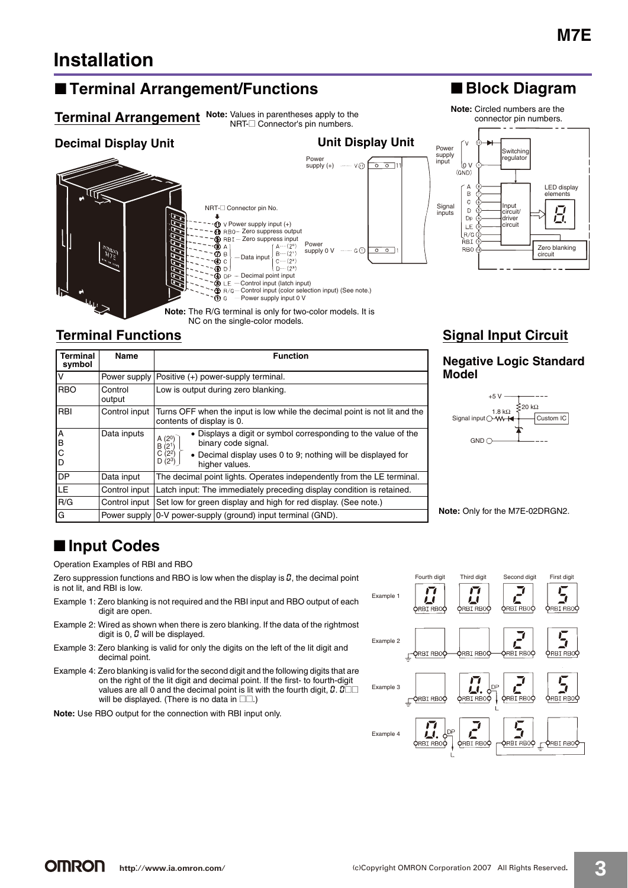# Installation

## ■ Terminal Arrangement/Functions

### Terminal Arrangement

**Note:** Values in parentheses apply to the NRT-□ Connector's pin numbers.

**Decimal Display Unit**

NRT-□ Connector pin No.

- (11) V Power supply input (+)
- (10) RBO — Zero suppress output
- (1) RBI — Zero suppress input
- (8) A — Data input A···($2^0$)
- (7) B — Data input B···($2^1$)
- (6) C — Data input C···($2^2$)
- (5) D — Data input D···($2^3$)
- (4) DP — Decimal point input
- (3) LE — Control input (latch input)
- (2) R/G — Control input (color selection input) (See note.)
- (1) G — Power supply input 0 V

**Note:** The R/G terminal is only for two-color models. It is NC on the single-color models.

**Unit Display Unit**

Power supply (+) ······ V (11)

Power supply 0 V ······ G (1)

## ■ Block Diagram

**Note:** Circled numbers are the connector pin numbers.

Power supply input: V (11), 0 V (GND) (1) → Switching regulator

Signal inputs: A (8), B (7), C (6), D (5), DP (4), LE (3), R/G (2), RBI (1), RBO (10) → Input circuit/driver circuit → LED display elements; Zero blanking circuit

### Terminal Functions

| Terminal symbol | Name | Function |
|---|---|---|
| V | Power supply | Positive (+) power-supply terminal. |
| RBO | Control output | Low is output during zero blanking. |
| RBI | Control input | Turns OFF when the input is low while the decimal point is not lit and the contents of display is 0. |
| A<br>B<br>C<br>D | Data inputs | A ($2^0$), B ($2^1$), C ($2^2$), D ($2^3$)<br>• Displays a digit or symbol corresponding to the value of the binary code signal.<br>• Decimal display uses 0 to 9; nothing will be displayed for higher values. |
| DP | Data input | The decimal point lights. Operates independently from the LE terminal. |
| LE | Control input | Latch input: The immediately preceding display condition is retained. |
| R/G | Control input | Set low for green display and high for red display. (See note.) |
| G | Power supply | 0-V power-supply (ground) input terminal (GND). |

### Signal Input Circuit

**Negative Logic Standard Model**

+5 V, 20 kΩ, 1.8 kΩ, Signal input, Custom IC, GND

**Note:** Only for the M7E-02DRGN2.

## ■ Input Codes

Operation Examples of RBI and RBO

Zero suppression functions and RBO is low when the display is 0, the decimal point is not lit, and RBI is low.

Example 1: Zero blanking is not required and the RBI input and RBO output of each digit are open.

Example 2: Wired as shown when there is zero blanking. If the data of the rightmost digit is 0, 0 will be displayed.

Example 3: Zero blanking is valid for only the digits on the left of the lit digit and decimal point.

Example 4: Zero blanking is valid for the second digit and the following digits that are on the right of the lit digit and decimal point. If the first- to fourth-digit values are all 0 and the decimal point is lit with the fourth digit, 0. 0□□ will be displayed. (There is no data in □□.)

**Note:** Use RBO output for the connection with RBI input only.

| | Fourth digit | Third digit | Second digit | First digit |
|---|---|---|---|---|
| Example 1 | 0 | 0 | 2 | 5 |
| Example 2 | | | 2 | 5 |
| Example 3 | | 0. | 2 | 5 |
| Example 4 | 0. | 2 | 5 | |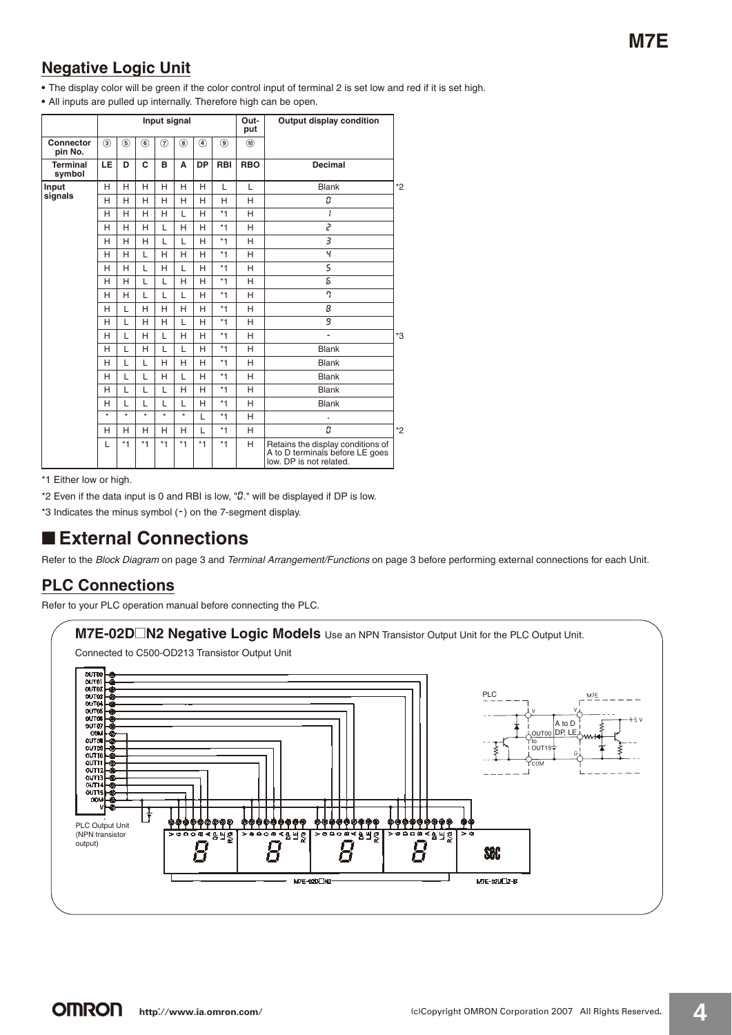## Negative Logic Unit

- The display color will be green if the color control input of terminal 2 is set low and red if it is set high.
- All inputs are pulled up internally. Therefore high can be open.

| | Input signal | | | | | | | Out-put | Output display condition | |
|---|---|---|---|---|---|---|---|---|---|---|
| Connector pin No. | ③ | ⑤ | ⑥ | ⑦ | ⑧ | ④ | ⑨ | ⑩ | | |
| Terminal symbol | LE | D | C | B | A | DP | RBI | RBO | Decimal | |
| Input signals | H | H | H | H | H | H | L | L | Blank | *2 |
| | H | H | H | H | H | H | H | H | 0 | |
| | H | H | H | H | L | H | *1 | H | 1 | |
| | H | H | H | L | H | H | *1 | H | 2 | |
| | H | H | H | L | L | H | *1 | H | 3 | |
| | H | H | L | H | H | H | *1 | H | 4 | |
| | H | H | L | H | L | H | *1 | H | 5 | |
| | H | H | L | L | H | H | *1 | H | 6 | |
| | H | H | L | L | L | H | *1 | H | 7 | |
| | H | L | H | H | H | H | *1 | H | 8 | |
| | H | L | H | H | L | H | *1 | H | 9 | |
| | H | L | H | L | H | H | *1 | H | - | *3 |
| | H | L | H | L | L | H | *1 | H | Blank | |
| | H | L | L | H | H | H | *1 | H | Blank | |
| | H | L | L | H | L | H | *1 | H | Blank | |
| | H | L | L | L | H | H | *1 | H | Blank | |
| | H | L | L | L | L | H | *1 | H | Blank | |
| | * | * | * | * | * | L | *1 | H | . | |
| | H | H | H | H | H | L | *1 | H | 0 | *2 |
| | L | *1 | *1 | *1 | *1 | *1 | *1 | H | Retains the display conditions of A to D terminals before LE goes low. DP is not related. | |

*1 Either low or high.

*2 Even if the data input is 0 and RBI is low, "0." will be displayed if DP is low.

*3 Indicates the minus symbol (-) on the 7-segment display.

# ■ External Connections

Refer to the *Block Diagram* on page 3 and *Terminal Arrangement/Functions* on page 3 before performing external connections for each Unit.

## PLC Connections

Refer to your PLC operation manual before connecting the PLC.

**M7E-02D□N2 Negative Logic Models** Use an NPN Transistor Output Unit for the PLC Output Unit.

Connected to C500-OD213 Transistor Output Unit

OUT00, OUT01, OUT02, OUT03, OUT04, OUT05, OUT06, OUT07, COM, OUT08, OUT09, OUT10, OUT11, OUT12, OUT13, OUT14, OUT15, COM, V

PLC Output Unit (NPN transistor output)

V G D C B A DP LE R/G

M7E-02D□N2

M7E-02U□Z-B

PLC / M7E: V, OUT00 to OUT15, COM, A to D, DP, LE, G, +5 V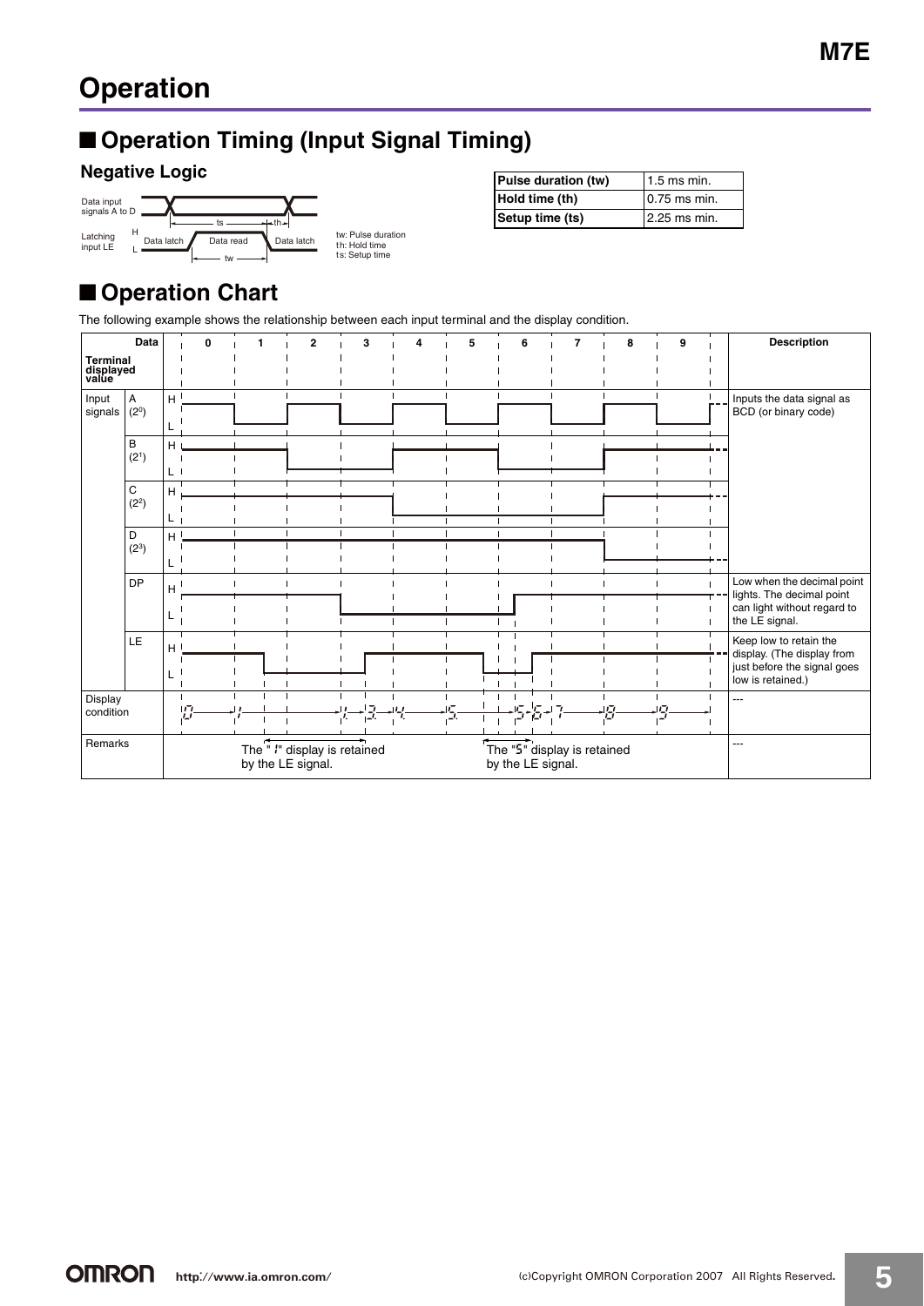# Operation

## ■ Operation Timing (Input Signal Timing)

### Negative Logic

Data input signals A to D

Latching input LE

H / L

Data latch | Data read | Data latch

ts, th, tw

tw: Pulse duration
th: Hold time
ts: Setup time

| Pulse duration (tw) | 1.5 ms min. |
|---|---|
| Hold time (th) | 0.75 ms min. |
| Setup time (ts) | 2.25 ms min. |

## ■ Operation Chart

The following example shows the relationship between each input terminal and the display condition.

| Terminal | | Data / displayed value | 0 | 1 | 2 | 3 | 4 | 5 | 6 | 7 | 8 | 9 | Description |
|---|---|---|---|---|---|---|---|---|---|---|---|---|---|
| Input signals | A ($2^0$) | H / L | | | | | | | | | | | Inputs the data signal as BCD (or binary code) |
| | B ($2^1$) | H / L | | | | | | | | | | | |
| | C ($2^2$) | H / L | | | | | | | | | | | |
| | D ($2^3$) | H / L | | | | | | | | | | | |
| | DP | H / L | | | | | | | | | | | Low when the decimal point lights. The decimal point can light without regard to the LE signal. |
| | LE | H / L | | | | | | | | | | | Keep low to retain the display. (The display from just before the signal goes low is retained.) |
| Display condition | | | 0 | 1 | | 1. 3. | 4. | 5. | 5 6 | 7 | 8 | 9 | --- |
| Remarks | | | The "1" display is retained by the LE signal. | | | | | | The "5" display is retained by the LE signal. | | | | --- |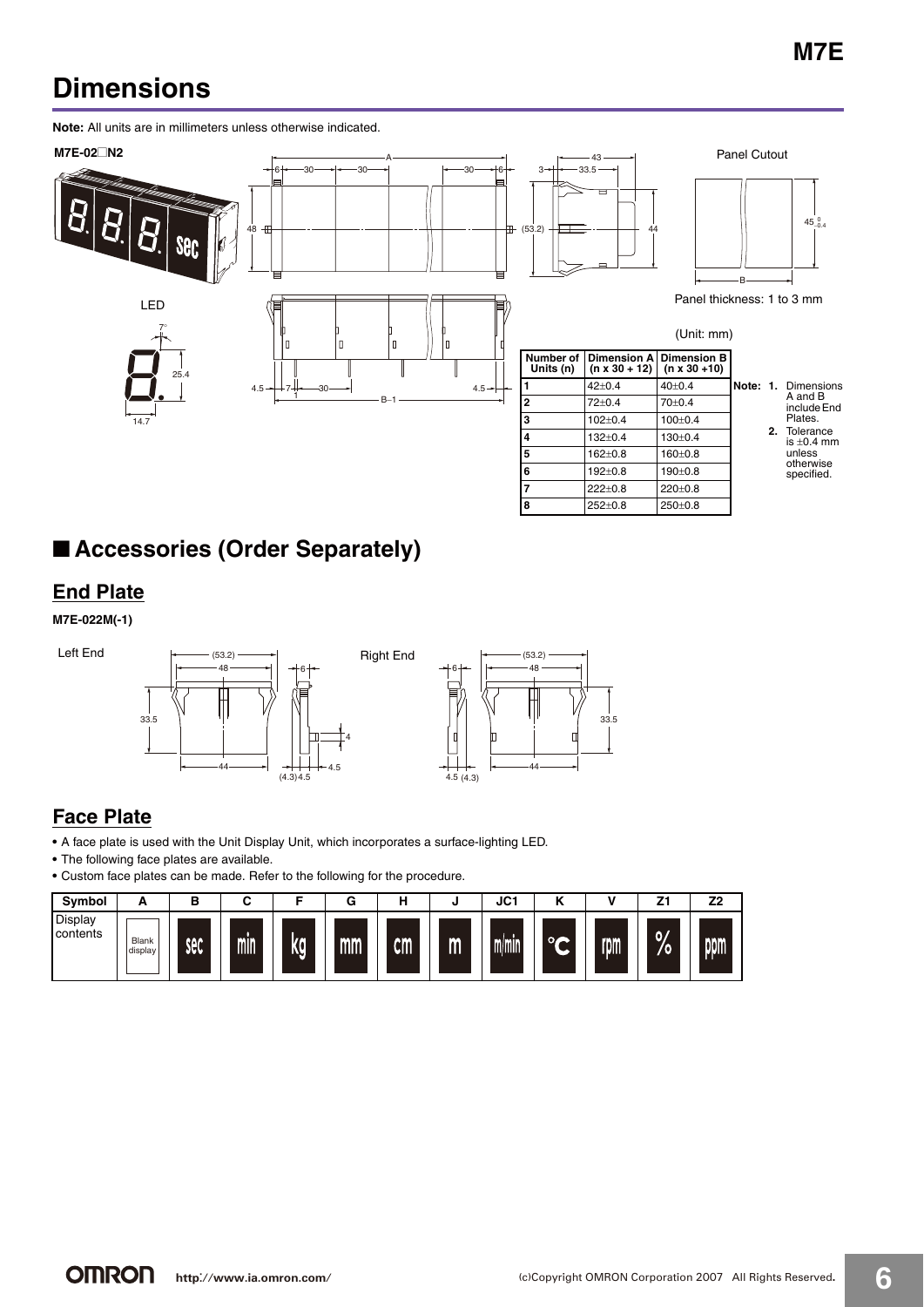# Dimensions

**Note:** All units are in millimeters unless otherwise indicated.

**M7E-02□N2**

LED

Panel Cutout

Panel thickness: 1 to 3 mm

(Unit: mm)

| Number of Units (n) | Dimension A (n x 30 + 12) | Dimension B (n x 30 +10) |
|---|---|---|
| 1 | 42±0.4 | 40±0.4 |
| 2 | 72±0.4 | 70±0.4 |
| 3 | 102±0.4 | 100±0.4 |
| 4 | 132±0.4 | 130±0.4 |
| 5 | 162±0.8 | 160±0.8 |
| 6 | 192±0.8 | 190±0.8 |
| 7 | 222±0.8 | 220±0.8 |
| 8 | 252±0.8 | 250±0.8 |

**Note:** **1.** Dimensions A and B include End Plates.
**2.** Tolerance is ±0.4 mm unless otherwise specified.

## ■ Accessories (Order Separately)

### End Plate

**M7E-022M(-1)**

Left End

Right End

### Face Plate

- A face plate is used with the Unit Display Unit, which incorporates a surface-lighting LED.
- The following face plates are available.
- Custom face plates can be made. Refer to the following for the procedure.

| Symbol | A | B | C | F | G | H | J | JC1 | K | V | Z1 | Z2 |
|---|---|---|---|---|---|---|---|---|---|---|---|---|
| Display contents | Blank display | sec | min | kg | mm | cm | m | m/min | °C | rpm | % | ppm |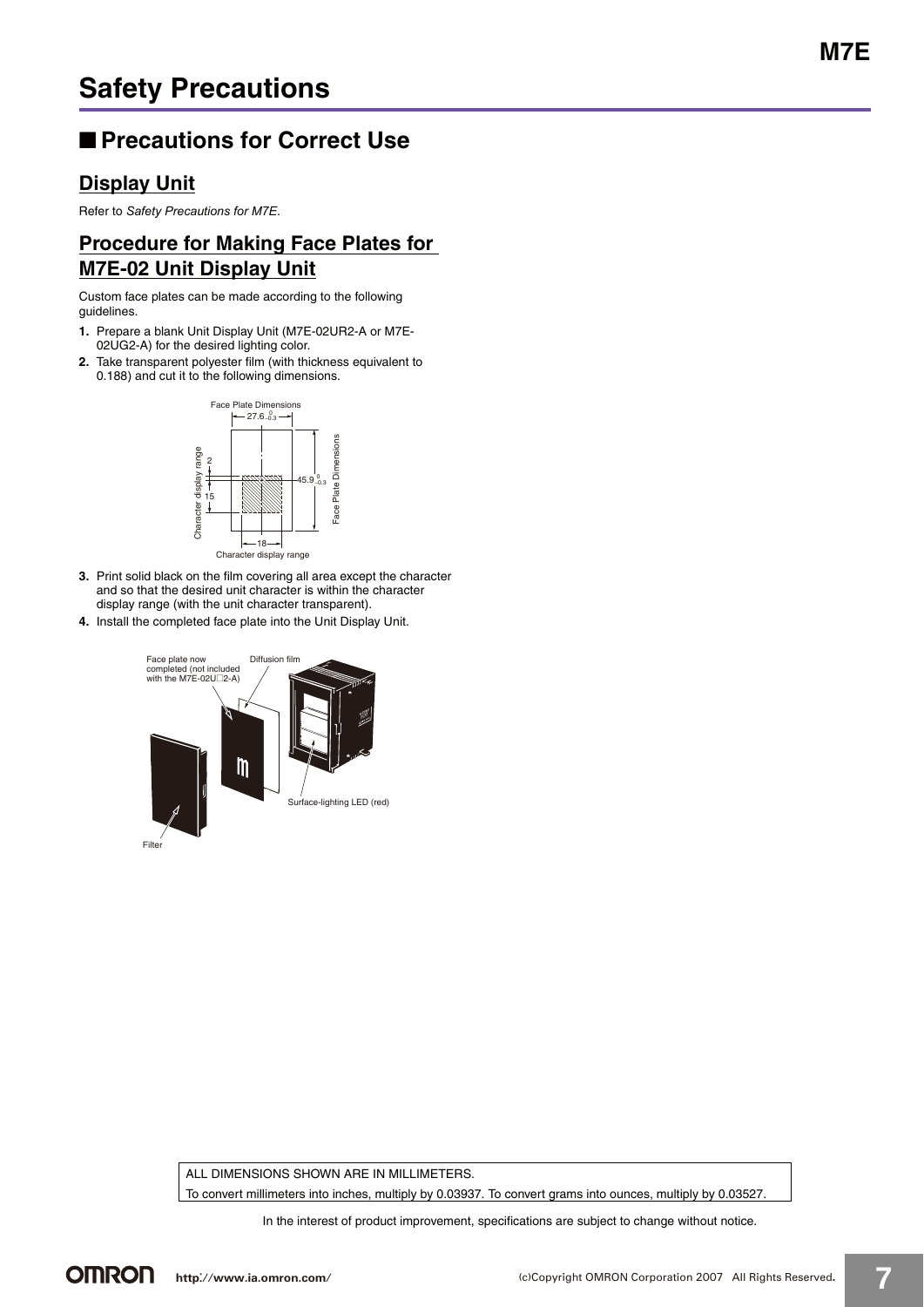# Safety Precautions

## ■ Precautions for Correct Use

### Display Unit

Refer to *Safety Precautions for M7E*.

### Procedure for Making Face Plates for M7E-02 Unit Display Unit

Custom face plates can be made according to the following guidelines.

1. Prepare a blank Unit Display Unit (M7E-02UR2-A or M7E-02UG2-A) for the desired lighting color.
2. Take transparent polyester film (with thickness equivalent to 0.188) and cut it to the following dimensions.

Face Plate Dimensions $27.6^{\ 0}_{-0.3}$ / $45.9^{\ 0}_{-0.3}$; Character display range 18 × 15 (2 from center)

3. Print solid black on the film covering all area except the character and so that the desired unit character is within the character display range (with the unit character transparent).
4. Install the completed face plate into the Unit Display Unit.

Face plate now completed (not included with the M7E-02U□2-A) / Diffusion film / Surface-lighting LED (red) / Filter

ALL DIMENSIONS SHOWN ARE IN MILLIMETERS.
To convert millimeters into inches, multiply by 0.03937. To convert grams into ounces, multiply by 0.03527.

In the interest of product improvement, specifications are subject to change without notice.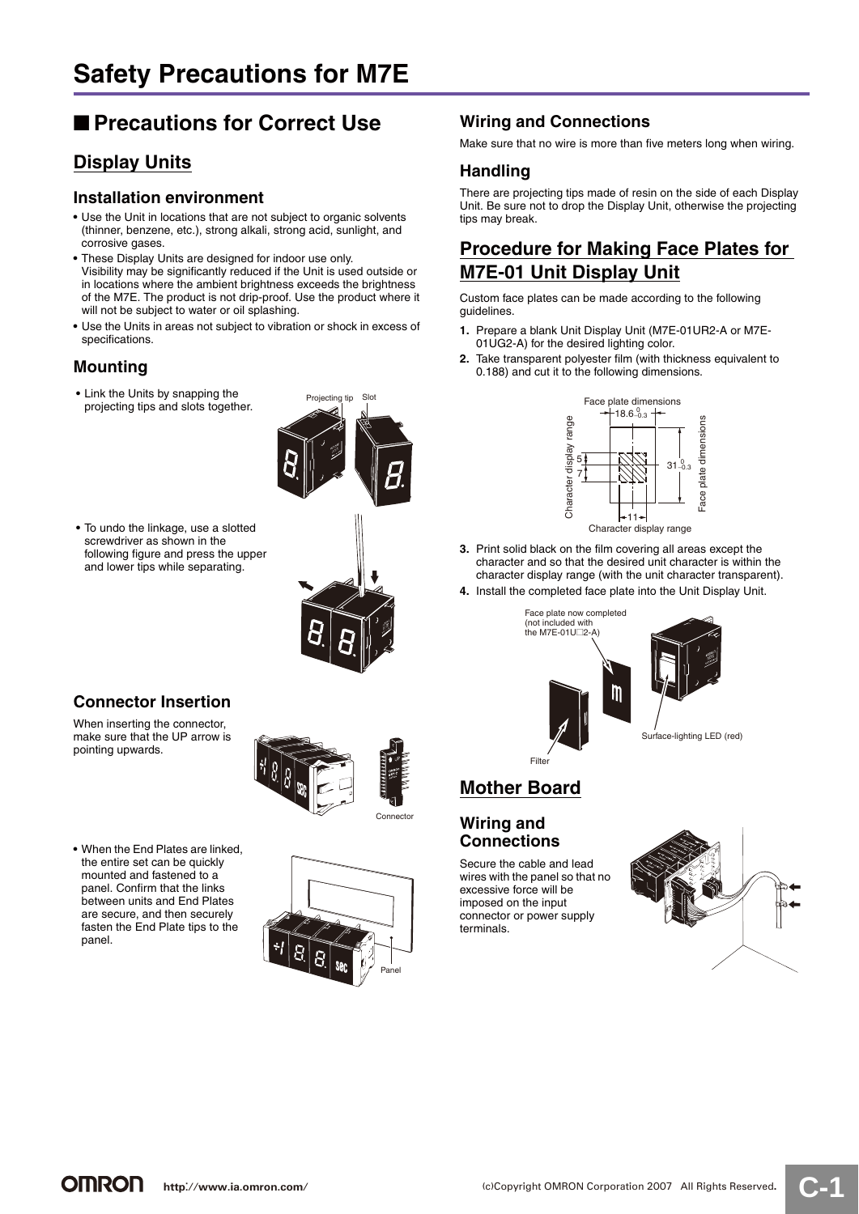# Safety Precautions for M7E

## ■ Precautions for Correct Use

### Display Units

#### Installation environment

- Use the Unit in locations that are not subject to organic solvents (thinner, benzene, etc.), strong alkali, strong acid, sunlight, and corrosive gases.
- These Display Units are designed for indoor use only. Visibility may be significantly reduced if the Unit is used outside or in locations where the ambient brightness exceeds the brightness of the M7E. The product is not drip-proof. Use the product where it will not be subject to water or oil splashing.
- Use the Units in areas not subject to vibration or shock in excess of specifications.

#### Mounting

- Link the Units by snapping the projecting tips and slots together.

Projecting tip  Slot

- To undo the linkage, use a slotted screwdriver as shown in the following figure and press the upper and lower tips while separating.

#### Connector Insertion

When inserting the connector, make sure that the UP arrow is pointing upwards.

Connector

- When the End Plates are linked, the entire set can be quickly mounted and fastened to a panel. Confirm that the links between units and End Plates are secure, and then securely fasten the End Plate tips to the panel.

Panel

#### Wiring and Connections

Make sure that no wire is more than five meters long when wiring.

#### Handling

There are projecting tips made of resin on the side of each Display Unit. Be sure not to drop the Display Unit, otherwise the projecting tips may break.

### Procedure for Making Face Plates for M7E-01 Unit Display Unit

Custom face plates can be made according to the following guidelines.

1. Prepare a blank Unit Display Unit (M7E-01UR2-A or M7E-01UG2-A) for the desired lighting color.
2. Take transparent polyester film (with thickness equivalent to 0.188) and cut it to the following dimensions.

Face plate dimensions: $18.6^{0}_{-0.3}$ × $31^{0}_{-0.3}$

Character display range: 11 (width), 5 / 7 (offsets)

3. Print solid black on the film covering all areas except the character and so that the desired unit character is within the character display range (with the unit character transparent).
4. Install the completed face plate into the Unit Display Unit.

Face plate now completed (not included with the M7E-01U□2-A)

Surface-lighting LED (red)

Filter

### Mother Board

#### Wiring and Connections

Secure the cable and lead wires with the panel so that no excessive force will be imposed on the input connector or power supply terminals.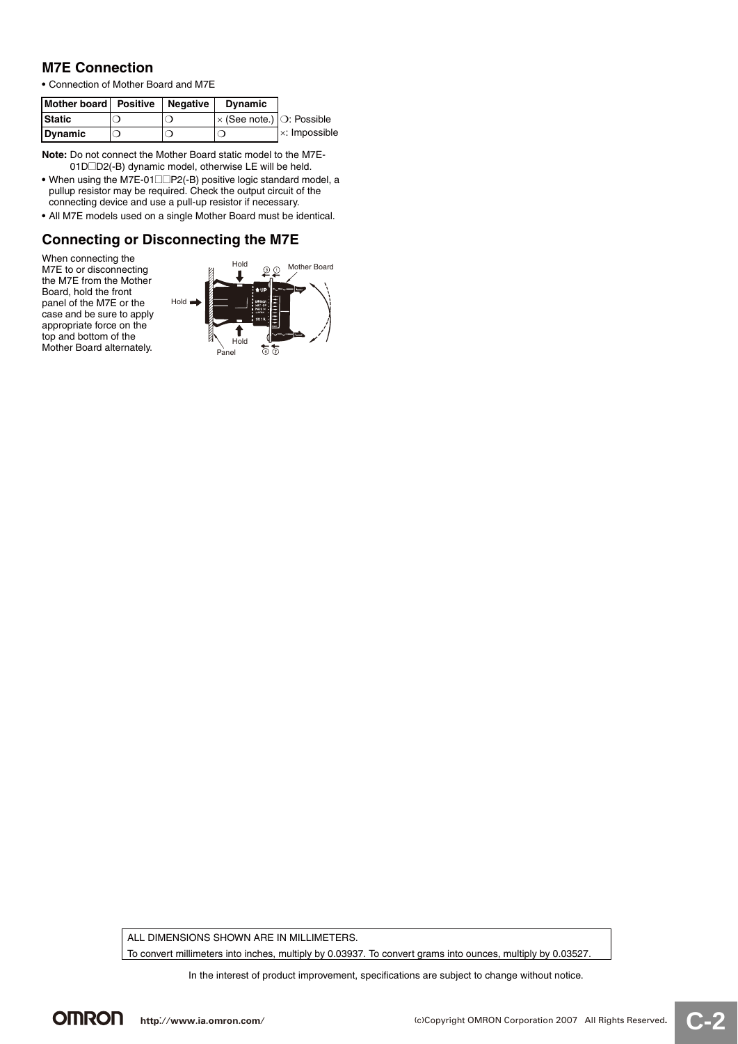## M7E Connection

- Connection of Mother Board and M7E

| Mother board | Positive | Negative | Dynamic |
|---|---|---|---|
| Static | ❍ | ❍ | × (See note.) |
| Dynamic | ❍ | ❍ | ❍ |

❍: Possible
×: Impossible

**Note:** Do not connect the Mother Board static model to the M7E-01D□D2(-B) dynamic model, otherwise LE will be held.

- When using the M7E-01□□P2(-B) positive logic standard model, a pullup resistor may be required. Check the output circuit of the connecting device and use a pull-up resistor if necessary.
- All M7E models used on a single Mother Board must be identical.

## Connecting or Disconnecting the M7E

When connecting the M7E to or disconnecting the M7E from the Mother Board, hold the front panel of the M7E or the case and be sure to apply appropriate force on the top and bottom of the Mother Board alternately.

Hold
Hold
Hold
Panel
Mother Board
③ ①
④ ②

ALL DIMENSIONS SHOWN ARE IN MILLIMETERS.
To convert millimeters into inches, multiply by 0.03937. To convert grams into ounces, multiply by 0.03527.

In the interest of product improvement, specifications are subject to change without notice.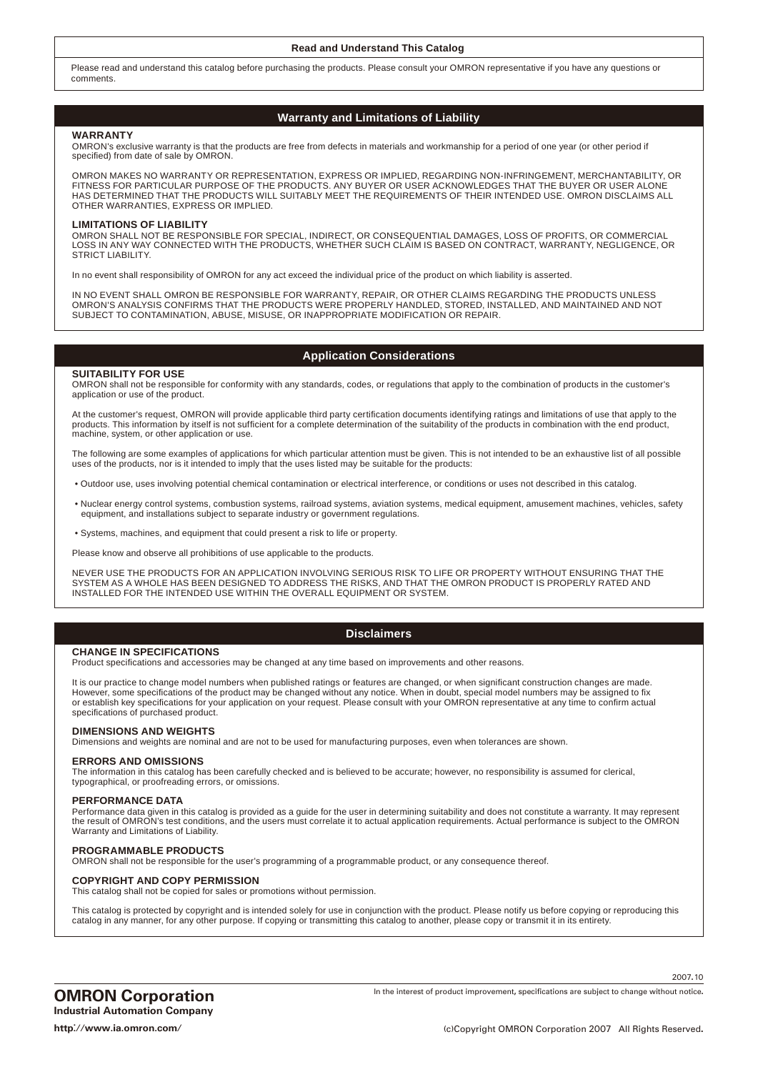## Read and Understand This Catalog

Please read and understand this catalog before purchasing the products. Please consult your OMRON representative if you have any questions or comments.

## Warranty and Limitations of Liability

### WARRANTY

OMRON's exclusive warranty is that the products are free from defects in materials and workmanship for a period of one year (or other period if specified) from date of sale by OMRON.

OMRON MAKES NO WARRANTY OR REPRESENTATION, EXPRESS OR IMPLIED, REGARDING NON-INFRINGEMENT, MERCHANTABILITY, OR FITNESS FOR PARTICULAR PURPOSE OF THE PRODUCTS. ANY BUYER OR USER ACKNOWLEDGES THAT THE BUYER OR USER ALONE HAS DETERMINED THAT THE PRODUCTS WILL SUITABLY MEET THE REQUIREMENTS OF THEIR INTENDED USE. OMRON DISCLAIMS ALL OTHER WARRANTIES, EXPRESS OR IMPLIED.

### LIMITATIONS OF LIABILITY

OMRON SHALL NOT BE RESPONSIBLE FOR SPECIAL, INDIRECT, OR CONSEQUENTIAL DAMAGES, LOSS OF PROFITS, OR COMMERCIAL LOSS IN ANY WAY CONNECTED WITH THE PRODUCTS, WHETHER SUCH CLAIM IS BASED ON CONTRACT, WARRANTY, NEGLIGENCE, OR STRICT LIABILITY.

In no event shall responsibility of OMRON for any act exceed the individual price of the product on which liability is asserted.

IN NO EVENT SHALL OMRON BE RESPONSIBLE FOR WARRANTY, REPAIR, OR OTHER CLAIMS REGARDING THE PRODUCTS UNLESS OMRON'S ANALYSIS CONFIRMS THAT THE PRODUCTS WERE PROPERLY HANDLED, STORED, INSTALLED, AND MAINTAINED AND NOT SUBJECT TO CONTAMINATION, ABUSE, MISUSE, OR INAPPROPRIATE MODIFICATION OR REPAIR.

## Application Considerations

### SUITABILITY FOR USE

OMRON shall not be responsible for conformity with any standards, codes, or regulations that apply to the combination of products in the customer's application or use of the product.

At the customer's request, OMRON will provide applicable third party certification documents identifying ratings and limitations of use that apply to the products. This information by itself is not sufficient for a complete determination of the suitability of the products in combination with the end product, machine, system, or other application or use.

The following are some examples of applications for which particular attention must be given. This is not intended to be an exhaustive list of all possible uses of the products, nor is it intended to imply that the uses listed may be suitable for the products:

- Outdoor use, uses involving potential chemical contamination or electrical interference, or conditions or uses not described in this catalog.
- Nuclear energy control systems, combustion systems, railroad systems, aviation systems, medical equipment, amusement machines, vehicles, safety equipment, and installations subject to separate industry or government regulations.
- Systems, machines, and equipment that could present a risk to life or property.

Please know and observe all prohibitions of use applicable to the products.

NEVER USE THE PRODUCTS FOR AN APPLICATION INVOLVING SERIOUS RISK TO LIFE OR PROPERTY WITHOUT ENSURING THAT THE SYSTEM AS A WHOLE HAS BEEN DESIGNED TO ADDRESS THE RISKS, AND THAT THE OMRON PRODUCT IS PROPERLY RATED AND INSTALLED FOR THE INTENDED USE WITHIN THE OVERALL EQUIPMENT OR SYSTEM.

## Disclaimers

### CHANGE IN SPECIFICATIONS

Product specifications and accessories may be changed at any time based on improvements and other reasons.

It is our practice to change model numbers when published ratings or features are changed, or when significant construction changes are made. However, some specifications of the product may be changed without any notice. When in doubt, special model numbers may be assigned to fix or establish key specifications for your application on your request. Please consult with your OMRON representative at any time to confirm actual specifications of purchased product.

### DIMENSIONS AND WEIGHTS

Dimensions and weights are nominal and are not to be used for manufacturing purposes, even when tolerances are shown.

### ERRORS AND OMISSIONS

The information in this catalog has been carefully checked and is believed to be accurate; however, no responsibility is assumed for clerical, typographical, or proofreading errors, or omissions.

### PERFORMANCE DATA

Performance data given in this catalog is provided as a guide for the user in determining suitability and does not constitute a warranty. It may represent the result of OMRON's test conditions, and the users must correlate it to actual application requirements. Actual performance is subject to the OMRON Warranty and Limitations of Liability.

### PROGRAMMABLE PRODUCTS

OMRON shall not be responsible for the user's programming of a programmable product, or any consequence thereof.

### COPYRIGHT AND COPY PERMISSION

This catalog shall not be copied for sales or promotions without permission.

This catalog is protected by copyright and is intended solely for use in conjunction with the product. Please notify us before copying or reproducing this catalog in any manner, for any other purpose. If copying or transmitting this catalog to another, please copy or transmit it in its entirety.

2007.10

**OMRON Corporation**
**Industrial Automation Company**

http://www.ia.omron.com/

In the interest of product improvement, specifications are subject to change without notice.

(c)Copyright OMRON Corporation 2007 All Rights Reserved.